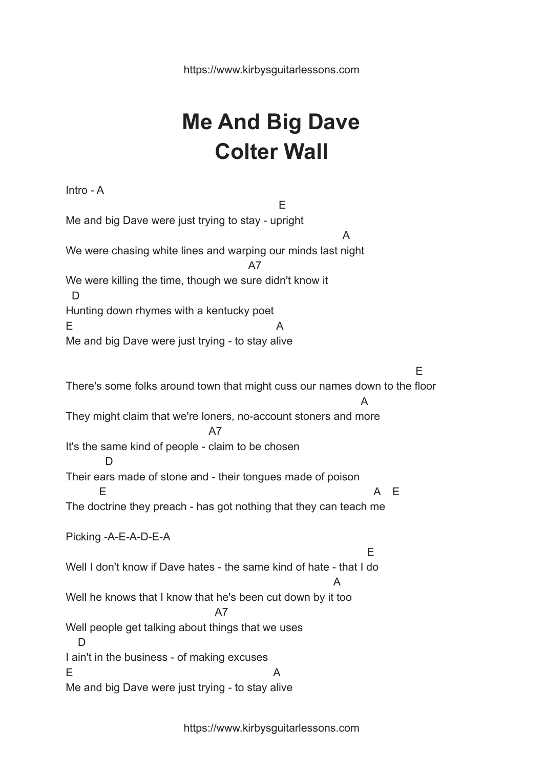# Me And Big Dave
# Colter Wall

```
Intro - A
                                                    E
Me and big Dave were just trying to stay - upright
                                                                 A
We were chasing white lines and warping our minds last night
                                          A7
We were killing the time, though we sure didn't know it
  D
Hunting down rhymes with a kentucky poet
E                                            A
Me and big Dave were just trying - to stay alive


                                                                           E
There's some folks around town that might cuss our names down to the floor
                                                                  A
They might claim that we're loners, no-account stoners and more
                                  A7
It's the same kind of people - claim to be chosen
           D
Their ears made of stone and - their tongues made of poison
       E                                                       A    E
The doctrine they preach - has got nothing that they can teach me

Picking -A-E-A-D-E-A
                                                                  E
Well I don't know if Dave hates - the same kind of hate - that I do
                                                          A
Well he knows that I know that he's been cut down by it too
                                   A7
Well people get talking about things that we uses
   D
I ain't in the business - of making excuses
E                                            A
Me and big Dave were just trying - to stay alive
```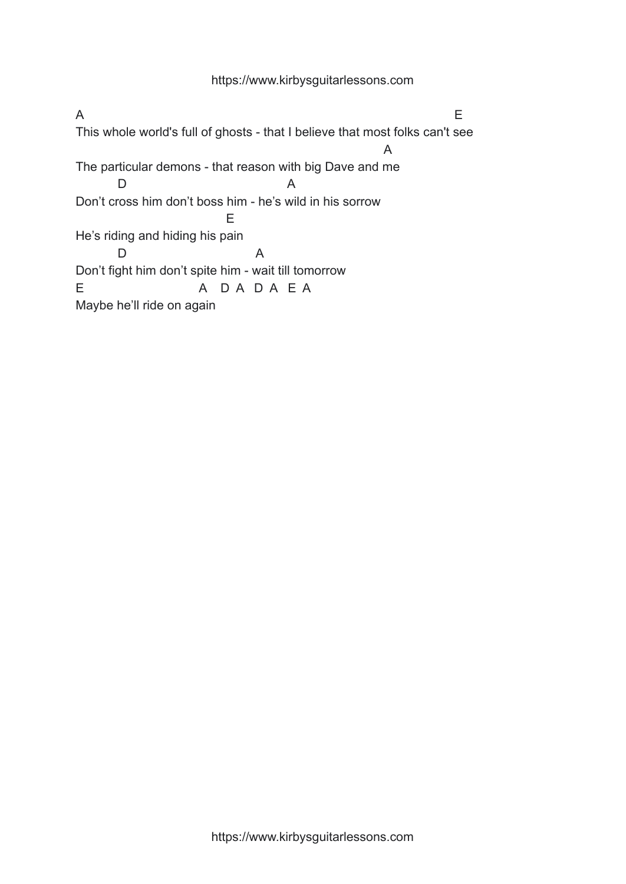```
A                                                                                   E
This whole world's full of ghosts - that I believe that most folks can't see
                                                                           A
The particular demons - that reason with big Dave and me
         D                                   A
Don't cross him don't boss him - he's wild in his sorrow
                                  E
He's riding and hiding his pain
         D                             A
Don't fight him don't spite him - wait till tomorrow
E                              A   D  A  D  A  E  A
Maybe he'll ride on again
```